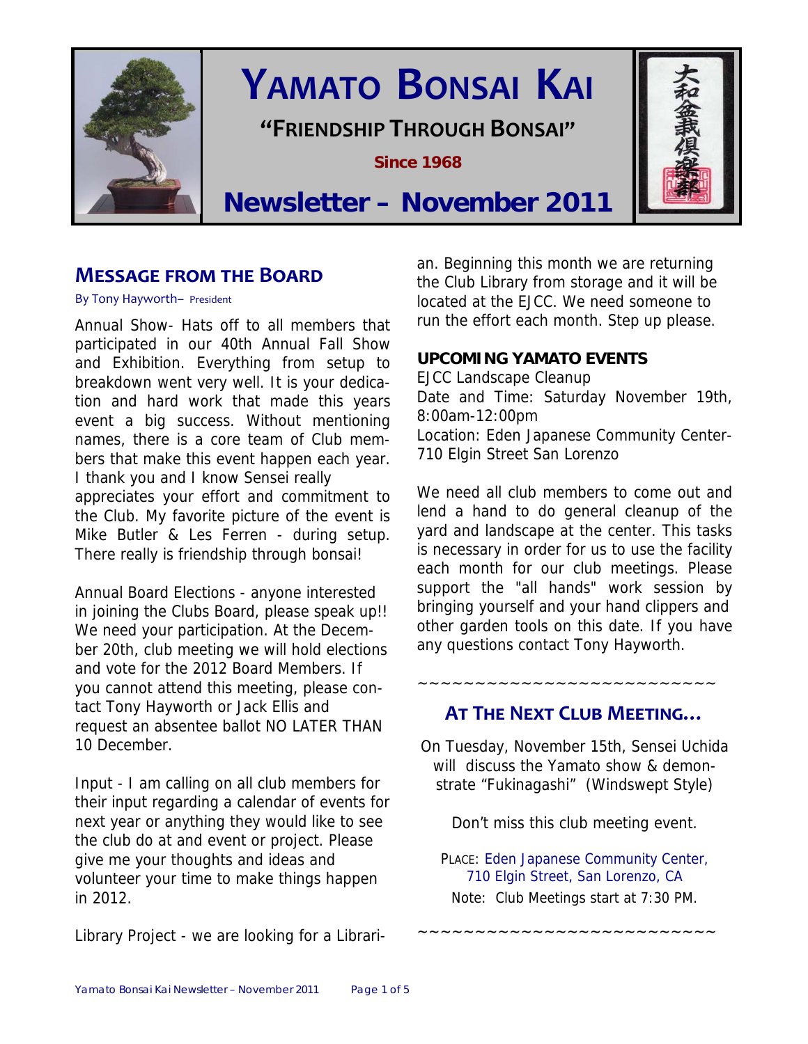# YAMATO BONSAI KAI

**"FRIENDSHIP THROUGH BONSAI"**

**Since 1968**

大和盆栽倶楽部

## Newsletter – November 2011

## MESSAGE FROM THE BOARD

By Tony Hayworth– President

Annual Show- Hats off to all members that participated in our 40th Annual Fall Show and Exhibition. Everything from setup to breakdown went very well. It is your dedication and hard work that made this years event a big success. Without mentioning names, there is a core team of Club members that make this event happen each year. I thank you and I know Sensei really appreciates your effort and commitment to the Club. My favorite picture of the event is Mike Butler & Les Ferren - during setup. There really is friendship through bonsai!

Annual Board Elections - anyone interested in joining the Clubs Board, please speak up!! We need your participation. At the December 20th, club meeting we will hold elections and vote for the 2012 Board Members. If you cannot attend this meeting, please contact Tony Hayworth or Jack Ellis and request an absentee ballot NO LATER THAN 10 December.

Input - I am calling on all club members for their input regarding a calendar of events for next year or anything they would like to see the club do at and event or project. Please give me your thoughts and ideas and volunteer your time to make things happen in 2012.

Library Project - we are looking for a Librarian. Beginning this month we are returning the Club Library from storage and it will be located at the EJCC. We need someone to run the effort each month. Step up please.

**UPCOMING YAMATO EVENTS**

EJCC Landscape Cleanup
Date and Time: Saturday November 19th, 8:00am-12:00pm
Location: Eden Japanese Community Center-710 Elgin Street San Lorenzo

We need all club members to come out and lend a hand to do general cleanup of the yard and landscape at the center. This tasks is necessary in order for us to use the facility each month for our club meetings. Please support the "all hands" work session by bringing yourself and your hand clippers and other garden tools on this date. If you have any questions contact Tony Hayworth.

~~~~~~~~~~~~~~~~~~~~~~~~~~

## AT THE NEXT CLUB MEETING…

On Tuesday, November 15th, Sensei Uchida will discuss the Yamato show & demonstrate "Fukinagashi" (Windswept Style)

Don't miss this club meeting event.

PLACE: Eden Japanese Community Center, 710 Elgin Street, San Lorenzo, CA
Note: Club Meetings start at 7:30 PM.

~~~~~~~~~~~~~~~~~~~~~~~~~~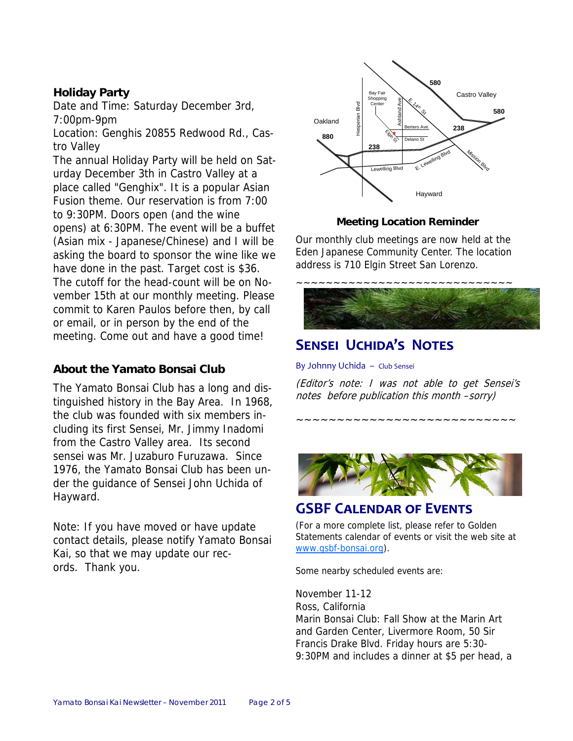### Holiday Party

Date and Time: Saturday December 3rd, 7:00pm-9pm

Location: Genghis 20855 Redwood Rd., Castro Valley

The annual Holiday Party will be held on Saturday December 3th in Castro Valley at a place called "Genghix". It is a popular Asian Fusion theme. Our reservation is from 7:00 to 9:30PM. Doors open (and the wine opens) at 6:30PM. The event will be a buffet (Asian mix - Japanese/Chinese) and I will be asking the board to sponsor the wine like we have done in the past. Target cost is $36. The cutoff for the head-count will be on November 15th at our monthly meeting. Please commit to Karen Paulos before then, by call or email, or in person by the end of the meeting. Come out and have a good time!

### About the Yamato Bonsai Club

The Yamato Bonsai Club has a long and distinguished history in the Bay Area. In 1968, the club was founded with six members including its first Sensei, Mr. Jimmy Inadomi from the Castro Valley area. Its second sensei was Mr. Juzaburo Furuzawa. Since 1976, the Yamato Bonsai Club has been under the guidance of Sensei John Uchida of Hayward.

Note: If you have moved or have update contact details, please notify Yamato Bonsai Kai, so that we may update our records. Thank you.

### Meeting Location Reminder

Our monthly club meetings are now held at the Eden Japanese Community Center. The location address is 710 Elgin Street San Lorenzo.

~~~~~~~~~~~~~~~~~~~~~~~~~~~~~~

## SENSEI UCHIDA'S NOTES

By Johnny Uchida – Club Sensei

*(Editor's note: I was not able to get Sensei's notes before publication this month –sorry)*

~~~~~~~~~~~~~~~~~~~~~~~~~~~~

## GSBF CALENDAR OF EVENTS

(For a more complete list, please refer to Golden Statements calendar of events or visit the web site at www.gsbf-bonsai.org).

Some nearby scheduled events are:

November 11-12
Ross, California
Marin Bonsai Club: Fall Show at the Marin Art and Garden Center, Livermore Room, 50 Sir Francis Drake Blvd. Friday hours are 5:30-9:30PM and includes a dinner at $5 per head, a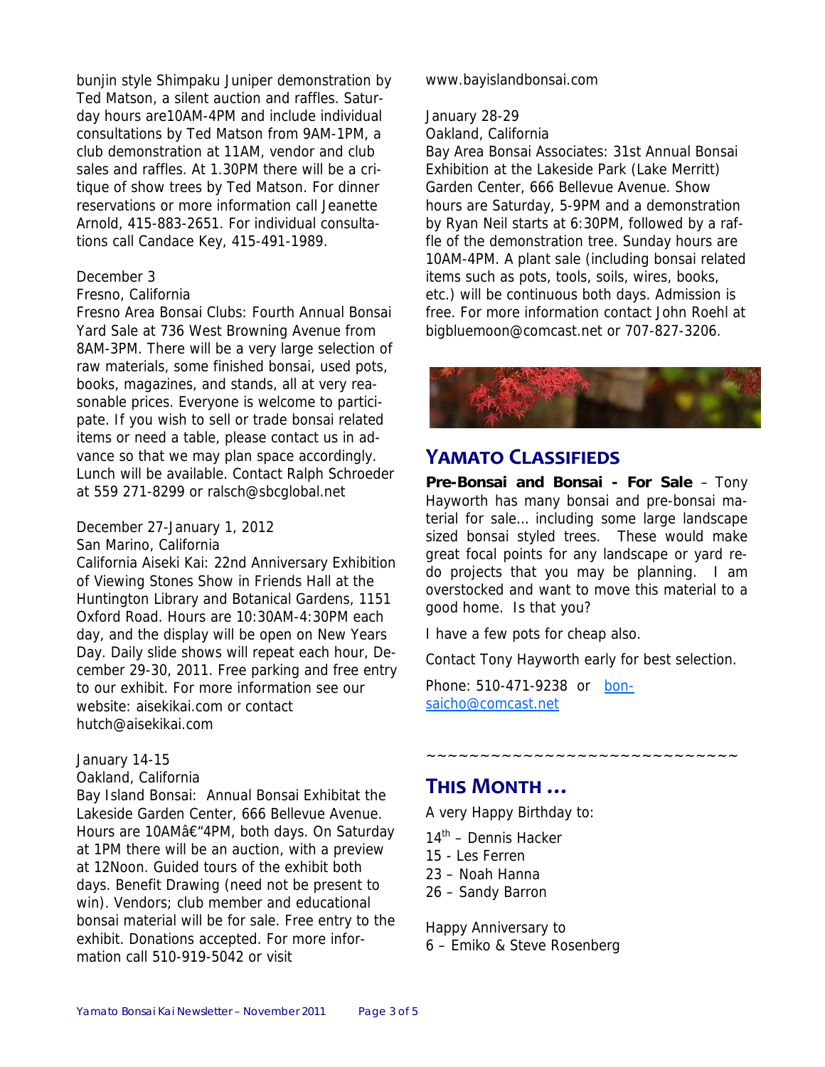bunjin style Shimpaku Juniper demonstration by Ted Matson, a silent auction and raffles. Saturday hours are10AM-4PM and include individual consultations by Ted Matson from 9AM-1PM, a club demonstration at 11AM, vendor and club sales and raffles. At 1.30PM there will be a critique of show trees by Ted Matson. For dinner reservations or more information call Jeanette Arnold, 415-883-2651. For individual consultations call Candace Key, 415-491-1989.

December 3
Fresno, California
Fresno Area Bonsai Clubs: Fourth Annual Bonsai Yard Sale at 736 West Browning Avenue from 8AM-3PM. There will be a very large selection of raw materials, some finished bonsai, used pots, books, magazines, and stands, all at very reasonable prices. Everyone is welcome to participate. If you wish to sell or trade bonsai related items or need a table, please contact us in advance so that we may plan space accordingly. Lunch will be available. Contact Ralph Schroeder at 559 271-8299 or ralsch@sbcglobal.net

December 27-January 1, 2012
San Marino, California
California Aiseki Kai: 22nd Anniversary Exhibition of Viewing Stones Show in Friends Hall at the Huntington Library and Botanical Gardens, 1151 Oxford Road. Hours are 10:30AM-4:30PM each day, and the display will be open on New Years Day. Daily slide shows will repeat each hour, December 29-30, 2011. Free parking and free entry to our exhibit. For more information see our website: aisekikai.com or contact hutch@aisekikai.com

January 14-15
Oakland, California
Bay Island Bonsai: Annual Bonsai Exhibitat the Lakeside Garden Center, 666 Bellevue Avenue. Hours are 10AMâ€“4PM, both days. On Saturday at 1PM there will be an auction, with a preview at 12Noon. Guided tours of the exhibit both days. Benefit Drawing (need not be present to win). Vendors; club member and educational bonsai material will be for sale. Free entry to the exhibit. Donations accepted. For more information call 510-919-5042 or visit www.bayislandbonsai.com

January 28-29
Oakland, California
Bay Area Bonsai Associates: 31st Annual Bonsai Exhibition at the Lakeside Park (Lake Merritt) Garden Center, 666 Bellevue Avenue. Show hours are Saturday, 5-9PM and a demonstration by Ryan Neil starts at 6:30PM, followed by a raffle of the demonstration tree. Sunday hours are 10AM-4PM. A plant sale (including bonsai related items such as pots, tools, soils, wires, books, etc.) will be continuous both days. Admission is free. For more information contact John Roehl at bigbluemoon@comcast.net or 707-827-3206.

## Yamato Classifieds

**Pre-Bonsai and Bonsai - For Sale** – Tony Hayworth has many bonsai and pre-bonsai material for sale… including some large landscape sized bonsai styled trees. These would make great focal points for any landscape or yard redo projects that you may be planning. I am overstocked and want to move this material to a good home. Is that you?

I have a few pots for cheap also.

Contact Tony Hayworth early for best selection.

Phone: 510-471-9238 or bonsaicho@comcast.net

~~~~~~~~~~~~~~~~~~~~~~~~~~~~

## This Month …

A very Happy Birthday to:

14th – Dennis Hacker
15 - Les Ferren
23 – Noah Hanna
26 – Sandy Barron

Happy Anniversary to
6 – Emiko & Steve Rosenberg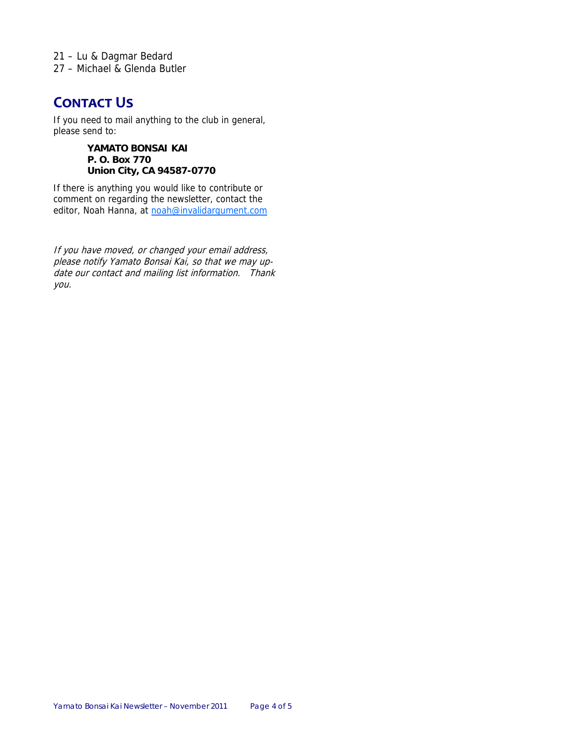21 – Lu & Dagmar Bedard
27 – Michael & Glenda Butler

## Contact Us

If you need to mail anything to the club in general, please send to:

**YAMATO BONSAI KAI**
**P. O. Box 770**
**Union City, CA 94587-0770**

If there is anything you would like to contribute or comment on regarding the newsletter, contact the editor, Noah Hanna, at noah@invalidargument.com

*If you have moved, or changed your email address, please notify Yamato Bonsai Kai, so that we may update our contact and mailing list information. Thank you.*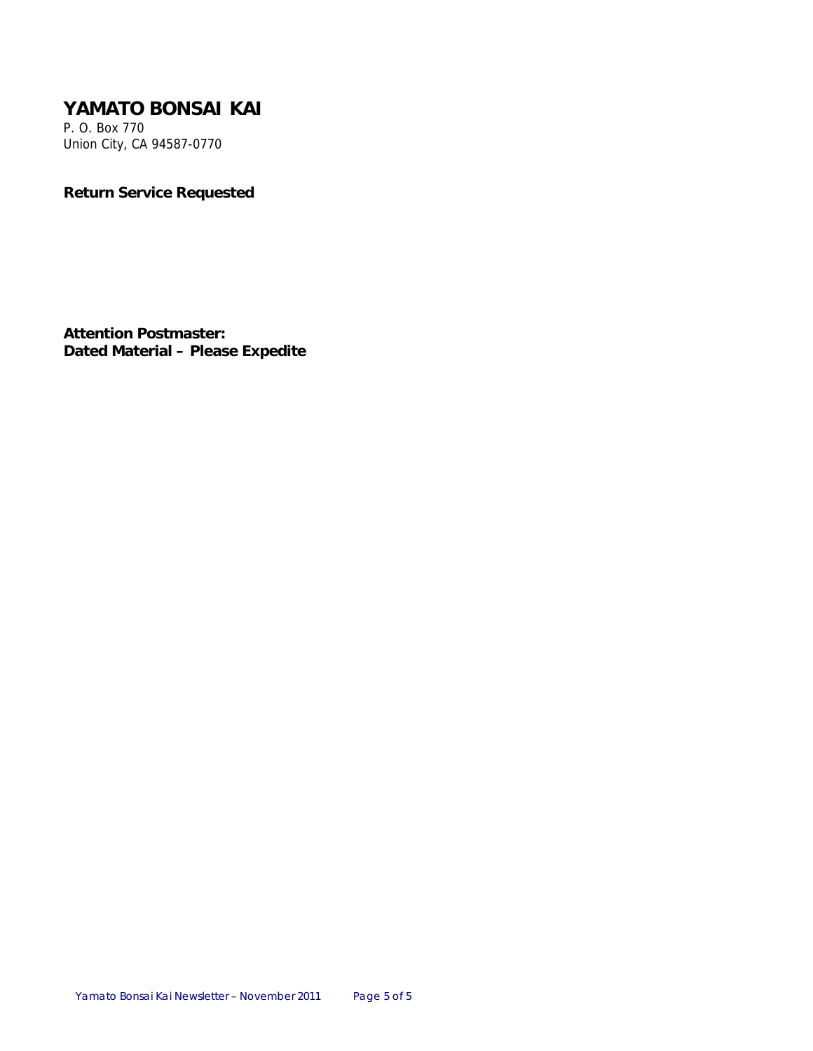## YAMATO BONSAI KAI

P. O. Box 770
Union City, CA 94587-0770

**Return Service Requested**

**Attention Postmaster:**
**Dated Material – Please Expedite**